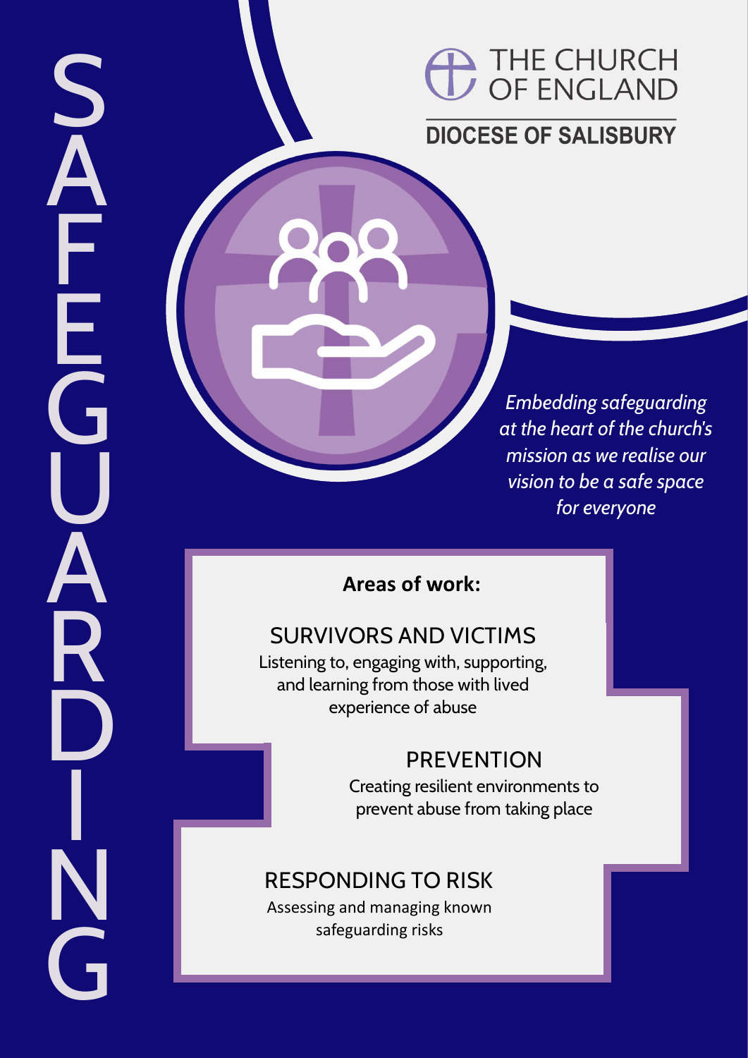# SAFEGUARDING

THE CHURCH OF ENGLAND

DIOCESE OF SALISBURY

*Embedding safeguarding at the heart of the church's mission as we realise our vision to be a safe space for everyone*

**Areas of work:**

## SURVIVORS AND VICTIMS

Listening to, engaging with, supporting, and learning from those with lived experience of abuse

## PREVENTION

Creating resilient environments to prevent abuse from taking place

## RESPONDING TO RISK

Assessing and managing known safeguarding risks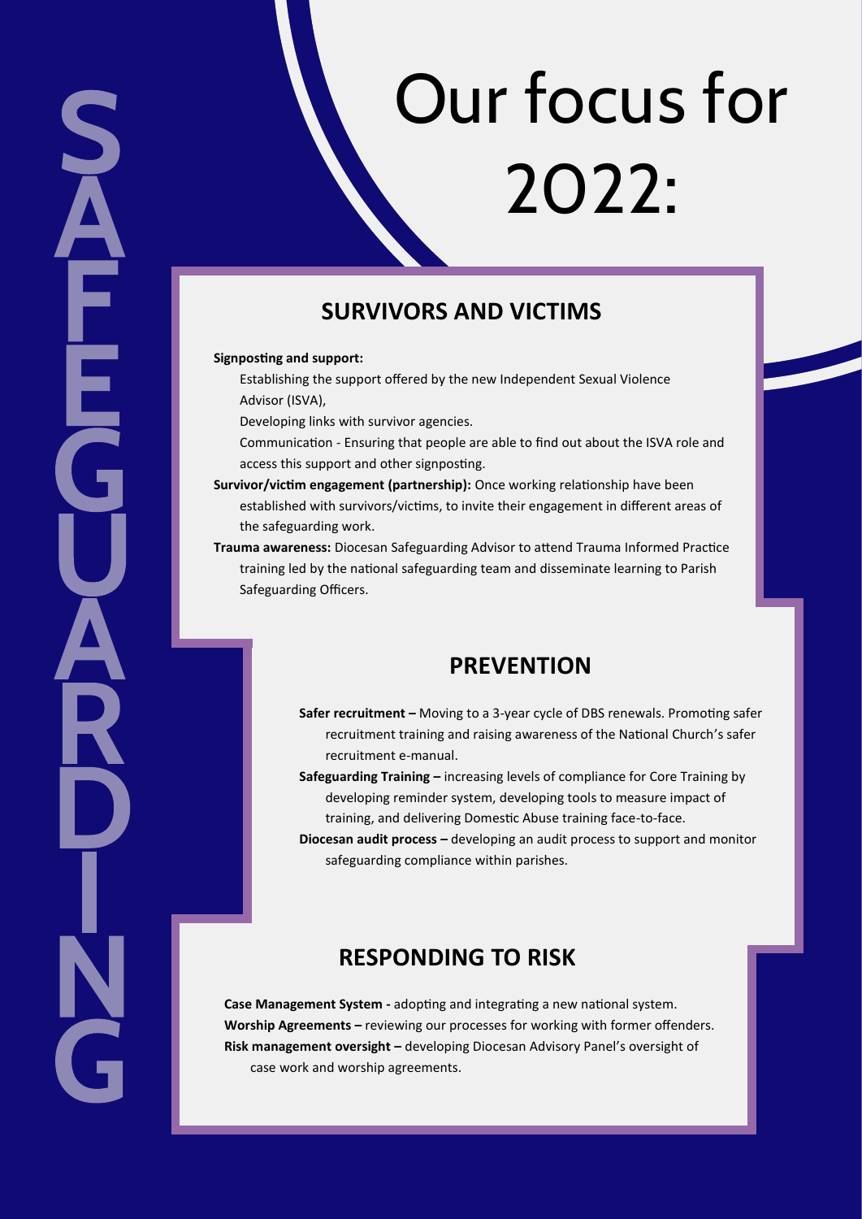SAFEGUARDING

# Our focus for 2022:

## SURVIVORS AND VICTIMS

**Signposting and support:**

Establishing the support offered by the new Independent Sexual Violence Advisor (ISVA),

Developing links with survivor agencies.

Communication - Ensuring that people are able to find out about the ISVA role and access this support and other signposting.

**Survivor/victim engagement (partnership):** Once working relationship have been established with survivors/victims, to invite their engagement in different areas of the safeguarding work.

**Trauma awareness:** Diocesan Safeguarding Advisor to attend Trauma Informed Practice training led by the national safeguarding team and disseminate learning to Parish Safeguarding Officers.

## PREVENTION

**Safer recruitment –** Moving to a 3-year cycle of DBS renewals. Promoting safer recruitment training and raising awareness of the National Church's safer recruitment e-manual.

**Safeguarding Training –** increasing levels of compliance for Core Training by developing reminder system, developing tools to measure impact of training, and delivering Domestic Abuse training face-to-face.

**Diocesan audit process –** developing an audit process to support and monitor safeguarding compliance within parishes.

## RESPONDING TO RISK

**Case Management System -** adopting and integrating a new national system.

**Worship Agreements –** reviewing our processes for working with former offenders.

**Risk management oversight –** developing Diocesan Advisory Panel's oversight of case work and worship agreements.